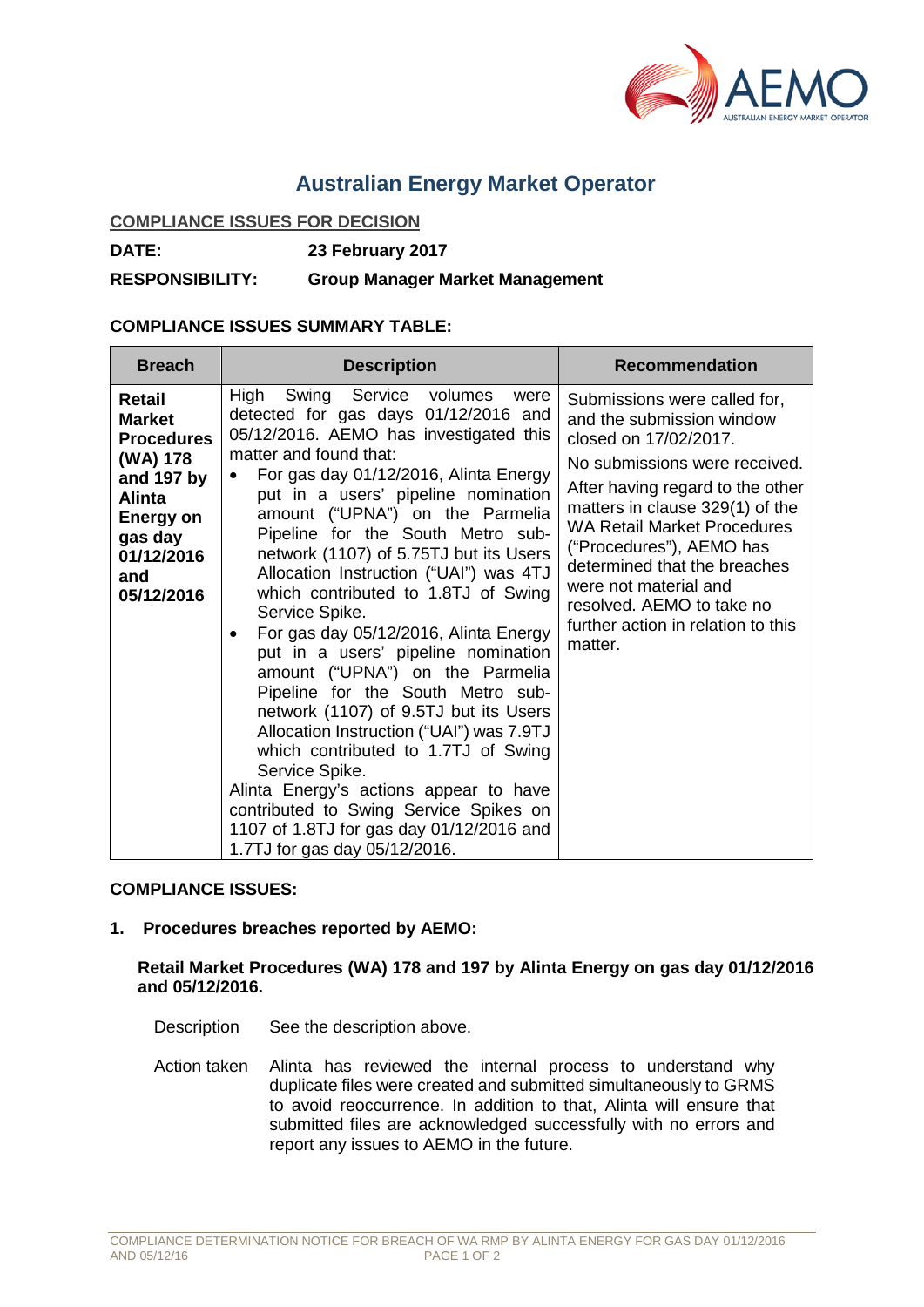# Australian Energy Market Operator

**COMPLIANCE ISSUES FOR DECISION**

**DATE:** **23 February 2017**

**RESPONSIBILITY:** **Group Manager Market Management**

**COMPLIANCE ISSUES SUMMARY TABLE:**

| Breach | Description | Recommendation |
|---|---|---|
| **Retail Market Procedures (WA) 178 and 197 by Alinta Energy on gas day 01/12/2016 and 05/12/2016** | High Swing Service volumes were detected for gas days 01/12/2016 and 05/12/2016. AEMO has investigated this matter and found that:<br>• For gas day 01/12/2016, Alinta Energy put in a users' pipeline nomination amount ("UPNA") on the Parmelia Pipeline for the South Metro sub-network (1107) of 5.75TJ but its Users Allocation Instruction ("UAI") was 4TJ which contributed to 1.8TJ of Swing Service Spike.<br>• For gas day 05/12/2016, Alinta Energy put in a users' pipeline nomination amount ("UPNA") on the Parmelia Pipeline for the South Metro sub-network (1107) of 9.5TJ but its Users Allocation Instruction ("UAI") was 7.9TJ which contributed to 1.7TJ of Swing Service Spike.<br>Alinta Energy's actions appear to have contributed to Swing Service Spikes on 1107 of 1.8TJ for gas day 01/12/2016 and 1.7TJ for gas day 05/12/2016. | Submissions were called for, and the submission window closed on 17/02/2017.<br>No submissions were received.<br>After having regard to the other matters in clause 329(1) of the WA Retail Market Procedures ("Procedures"), AEMO has determined that the breaches were not material and resolved. AEMO to take no further action in relation to this matter. |

**COMPLIANCE ISSUES:**

**1. Procedures breaches reported by AEMO:**

**Retail Market Procedures (WA) 178 and 197 by Alinta Energy on gas day 01/12/2016 and 05/12/2016.**

Description: See the description above.

Action taken: Alinta has reviewed the internal process to understand why duplicate files were created and submitted simultaneously to GRMS to avoid reoccurrence. In addition to that, Alinta will ensure that submitted files are acknowledged successfully with no errors and report any issues to AEMO in the future.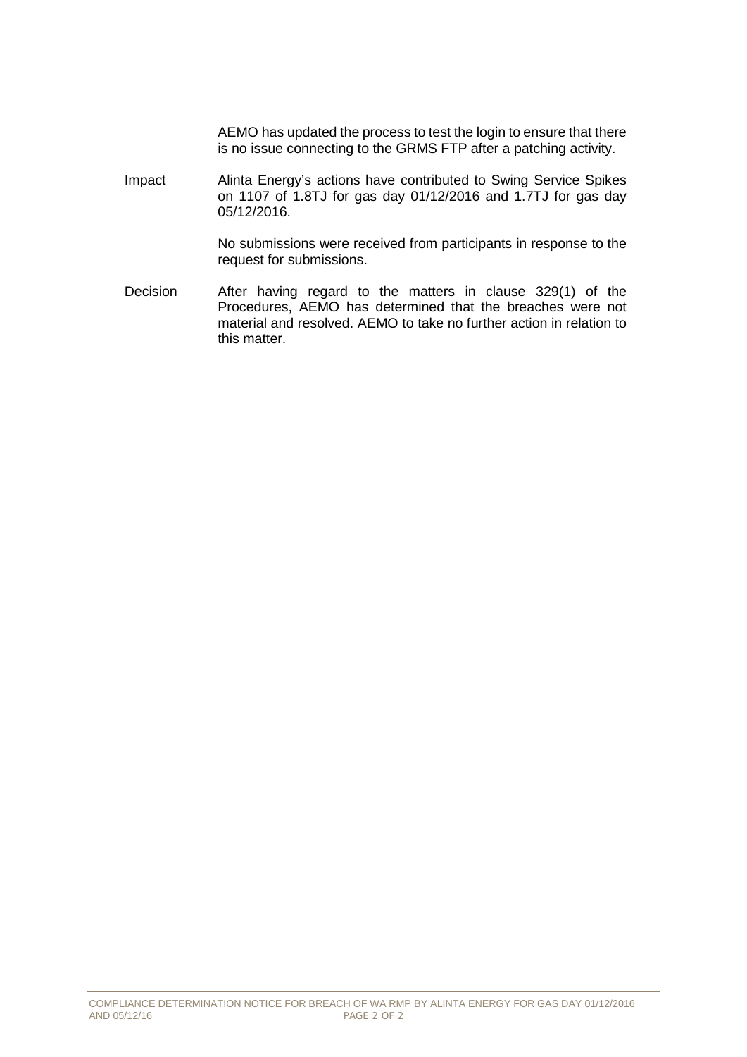AEMO has updated the process to test the login to ensure that there is no issue connecting to the GRMS FTP after a patching activity.

| | |
|---|---|
| Impact | Alinta Energy's actions have contributed to Swing Service Spikes on 1107 of 1.8TJ for gas day 01/12/2016 and 1.7TJ for gas day 05/12/2016.<br><br>No submissions were received from participants in response to the request for submissions. |
| Decision | After having regard to the matters in clause 329(1) of the Procedures, AEMO has determined that the breaches were not material and resolved. AEMO to take no further action in relation to this matter. |